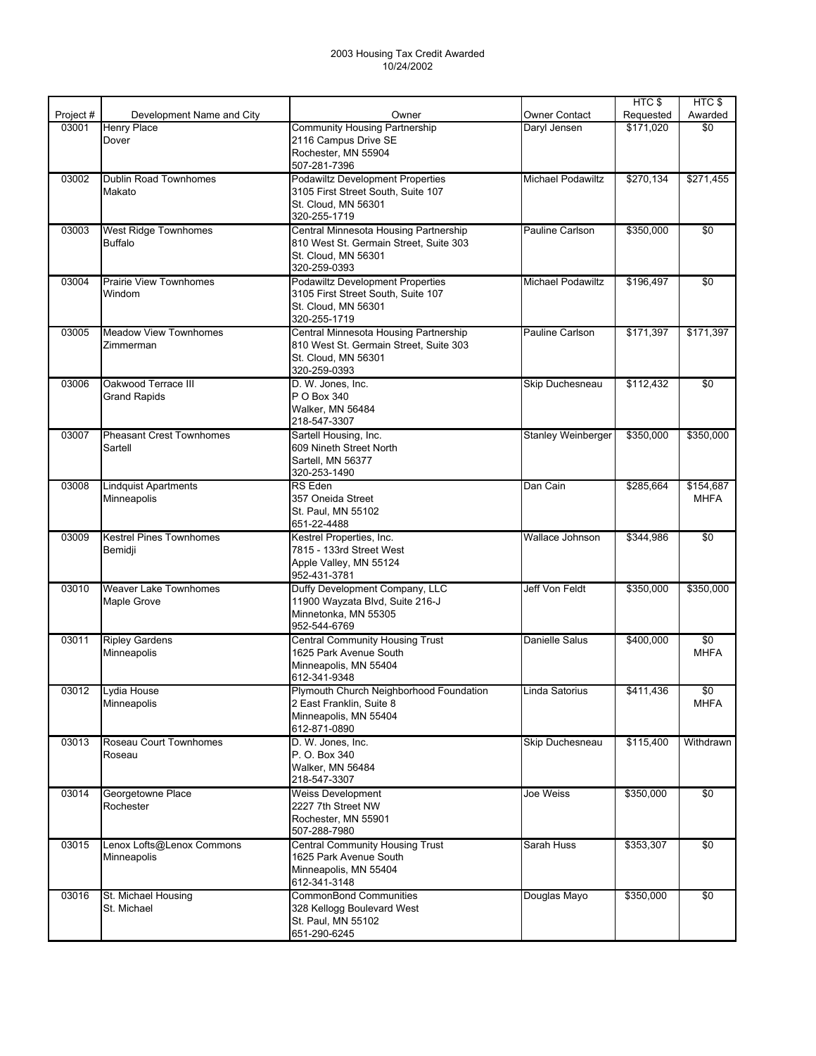# 2003 Housing Tax Credit Awarded
10/24/2002

| Project # | Development Name and City | Owner | Owner Contact | HTC $ Requested | HTC $ Awarded |
|---|---|---|---|---|---|
| 03001 | Henry Place<br>Dover | Community Housing Partnership<br>2116 Campus Drive SE<br>Rochester, MN 55904<br>507-281-7396 | Daryl Jensen | $171,020 | $0 |
| 03002 | Dublin Road Townhomes<br>Makato | Podawiltz Development Properties<br>3105 First Street South, Suite 107<br>St. Cloud, MN 56301<br>320-255-1719 | Michael Podawiltz | $270,134 | $271,455 |
| 03003 | West Ridge Townhomes<br>Buffalo | Central Minnesota Housing Partnership<br>810 West St. Germain Street, Suite 303<br>St. Cloud, MN 56301<br>320-259-0393 | Pauline Carlson | $350,000 | $0 |
| 03004 | Prairie View Townhomes<br>Windom | Podawiltz Development Properties<br>3105 First Street South, Suite 107<br>St. Cloud, MN 56301<br>320-255-1719 | Michael Podawiltz | $196,497 | $0 |
| 03005 | Meadow View Townhomes<br>Zimmerman | Central Minnesota Housing Partnership<br>810 West St. Germain Street, Suite 303<br>St. Cloud, MN 56301<br>320-259-0393 | Pauline Carlson | $171,397 | $171,397 |
| 03006 | Oakwood Terrace III<br>Grand Rapids | D. W. Jones, Inc.<br>P O Box 340<br>Walker, MN 56484<br>218-547-3307 | Skip Duchesneau | $112,432 | $0 |
| 03007 | Pheasant Crest Townhomes<br>Sartell | Sartell Housing, Inc.<br>609 Nineth Street North<br>Sartell, MN 56377<br>320-253-1490 | Stanley Weinberger | $350,000 | $350,000 |
| 03008 | Lindquist Apartments<br>Minneapolis | RS Eden<br>357 Oneida Street<br>St. Paul, MN 55102<br>651-22-4488 | Dan Cain | $285,664 | $154,687<br>MHFA |
| 03009 | Kestrel Pines Townhomes<br>Bemidji | Kestrel Properties, Inc.<br>7815 - 133rd Street West<br>Apple Valley, MN 55124<br>952-431-3781 | Wallace Johnson | $344,986 | $0 |
| 03010 | Weaver Lake Townhomes<br>Maple Grove | Duffy Development Company, LLC<br>11900 Wayzata Blvd, Suite 216-J<br>Minnetonka, MN 55305<br>952-544-6769 | Jeff Von Feldt | $350,000 | $350,000 |
| 03011 | Ripley Gardens<br>Minneapolis | Central Community Housing Trust<br>1625 Park Avenue South<br>Minneapolis, MN 55404<br>612-341-9348 | Danielle Salus | $400,000 | $0<br>MHFA |
| 03012 | Lydia House<br>Minneapolis | Plymouth Church Neighborhood Foundation<br>2 East Franklin, Suite 8<br>Minneapolis, MN 55404<br>612-871-0890 | Linda Satorius | $411,436 | $0<br>MHFA |
| 03013 | Roseau Court Townhomes<br>Roseau | D. W. Jones, Inc.<br>P. O. Box 340<br>Walker, MN 56484<br>218-547-3307 | Skip Duchesneau | $115,400 | Withdrawn |
| 03014 | Georgetowne Place<br>Rochester | Weiss Development<br>2227 7th Street NW<br>Rochester, MN 55901<br>507-288-7980 | Joe Weiss | $350,000 | $0 |
| 03015 | Lenox Lofts@Lenox Commons<br>Minneapolis | Central Community Housing Trust<br>1625 Park Avenue South<br>Minneapolis, MN 55404<br>612-341-3148 | Sarah Huss | $353,307 | $0 |
| 03016 | St. Michael Housing<br>St. Michael | CommonBond Communities<br>328 Kellogg Boulevard West<br>St. Paul, MN 55102<br>651-290-6245 | Douglas Mayo | $350,000 | $0 |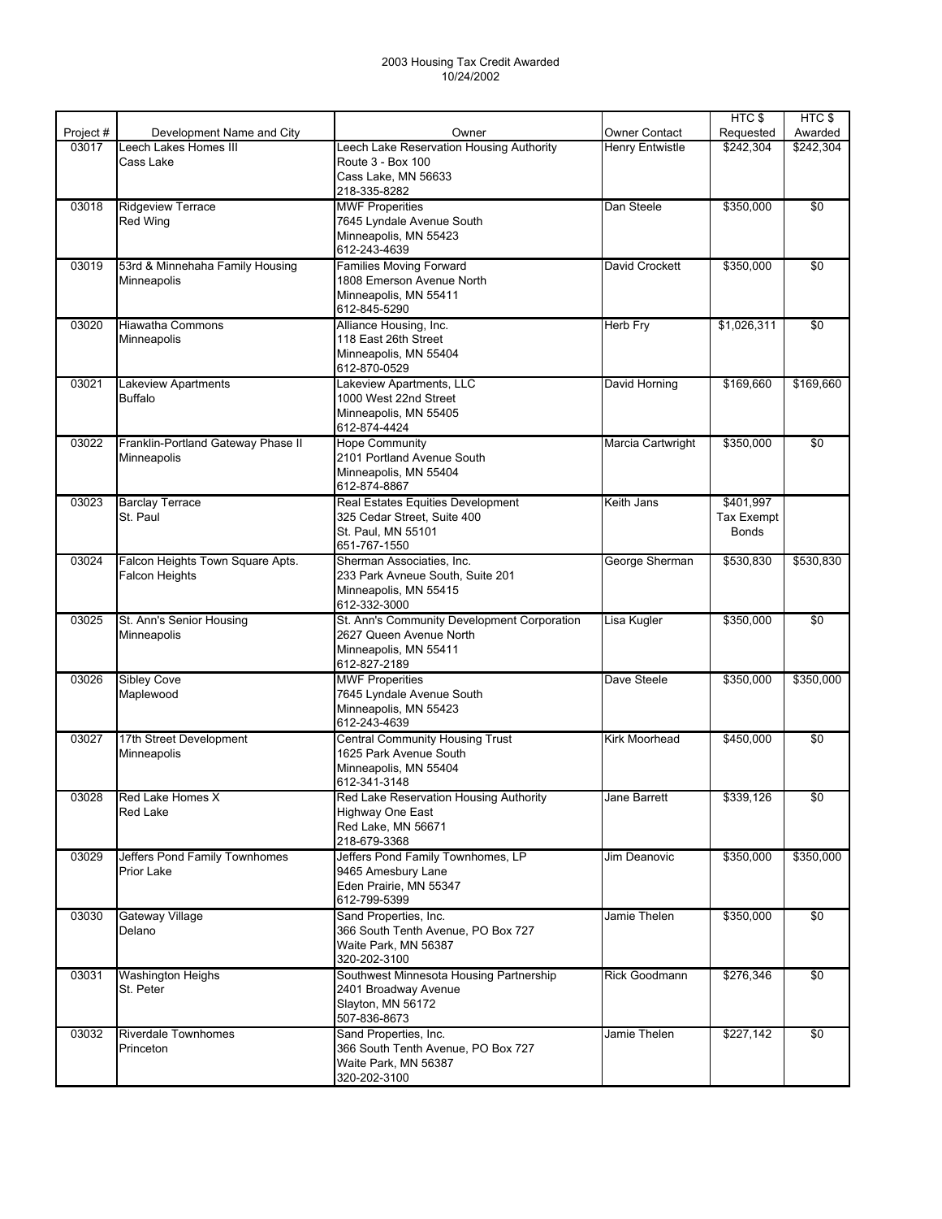2003 Housing Tax Credit Awarded
10/24/2002

| Project # | Development Name and City | Owner | Owner Contact | HTC $ Requested | HTC $ Awarded |
|---|---|---|---|---|---|
| 03017 | Leech Lakes Homes III<br>Cass Lake | Leech Lake Reservation Housing Authority<br>Route 3 - Box 100<br>Cass Lake, MN 56633<br>218-335-8282 | Henry Entwistle | $242,304 | $242,304 |
| 03018 | Ridgeview Terrace<br>Red Wing | MWF Properities<br>7645 Lyndale Avenue South<br>Minneapolis, MN 55423<br>612-243-4639 | Dan Steele | $350,000 | $0 |
| 03019 | 53rd & Minnehaha Family Housing<br>Minneapolis | Families Moving Forward<br>1808 Emerson Avenue North<br>Minneapolis, MN 55411<br>612-845-5290 | David Crockett | $350,000 | $0 |
| 03020 | Hiawatha Commons<br>Minneapolis | Alliance Housing, Inc.<br>118 East 26th Street<br>Minneapolis, MN 55404<br>612-870-0529 | Herb Fry | $1,026,311 | $0 |
| 03021 | Lakeview Apartments<br>Buffalo | Lakeview Apartments, LLC<br>1000 West 22nd Street<br>Minneapolis, MN 55405<br>612-874-4424 | David Horning | $169,660 | $169,660 |
| 03022 | Franklin-Portland Gateway Phase II<br>Minneapolis | Hope Community<br>2101 Portland Avenue South<br>Minneapolis, MN 55404<br>612-874-8867 | Marcia Cartwright | $350,000 | $0 |
| 03023 | Barclay Terrace<br>St. Paul | Real Estates Equities Development<br>325 Cedar Street, Suite 400<br>St. Paul, MN 55101<br>651-767-1550 | Keith Jans | $401,997<br>Tax Exempt<br>Bonds | |
| 03024 | Falcon Heights Town Square Apts.<br>Falcon Heights | Sherman Associaties, Inc.<br>233 Park Avneue South, Suite 201<br>Minneapolis, MN 55415<br>612-332-3000 | George Sherman | $530,830 | $530,830 |
| 03025 | St. Ann's Senior Housing<br>Minneapolis | St. Ann's Community Development Corporation<br>2627 Queen Avenue North<br>Minneapolis, MN 55411<br>612-827-2189 | Lisa Kugler | $350,000 | $0 |
| 03026 | Sibley Cove<br>Maplewood | MWF Properities<br>7645 Lyndale Avenue South<br>Minneapolis, MN 55423<br>612-243-4639 | Dave Steele | $350,000 | $350,000 |
| 03027 | 17th Street Development<br>Minneapolis | Central Community Housing Trust<br>1625 Park Avenue South<br>Minneapolis, MN 55404<br>612-341-3148 | Kirk Moorhead | $450,000 | $0 |
| 03028 | Red Lake Homes X<br>Red Lake | Red Lake Reservation Housing Authority<br>Highway One East<br>Red Lake, MN 56671<br>218-679-3368 | Jane Barrett | $339,126 | $0 |
| 03029 | Jeffers Pond Family Townhomes<br>Prior Lake | Jeffers Pond Family Townhomes, LP<br>9465 Amesbury Lane<br>Eden Prairie, MN 55347<br>612-799-5399 | Jim Deanovic | $350,000 | $350,000 |
| 03030 | Gateway Village<br>Delano | Sand Properties, Inc.<br>366 South Tenth Avenue, PO Box 727<br>Waite Park, MN 56387<br>320-202-3100 | Jamie Thelen | $350,000 | $0 |
| 03031 | Washington Heighs<br>St. Peter | Southwest Minnesota Housing Partnership<br>2401 Broadway Avenue<br>Slayton, MN 56172<br>507-836-8673 | Rick Goodmann | $276,346 | $0 |
| 03032 | Riverdale Townhomes<br>Princeton | Sand Properties, Inc.<br>366 South Tenth Avenue, PO Box 727<br>Waite Park, MN 56387<br>320-202-3100 | Jamie Thelen | $227,142 | $0 |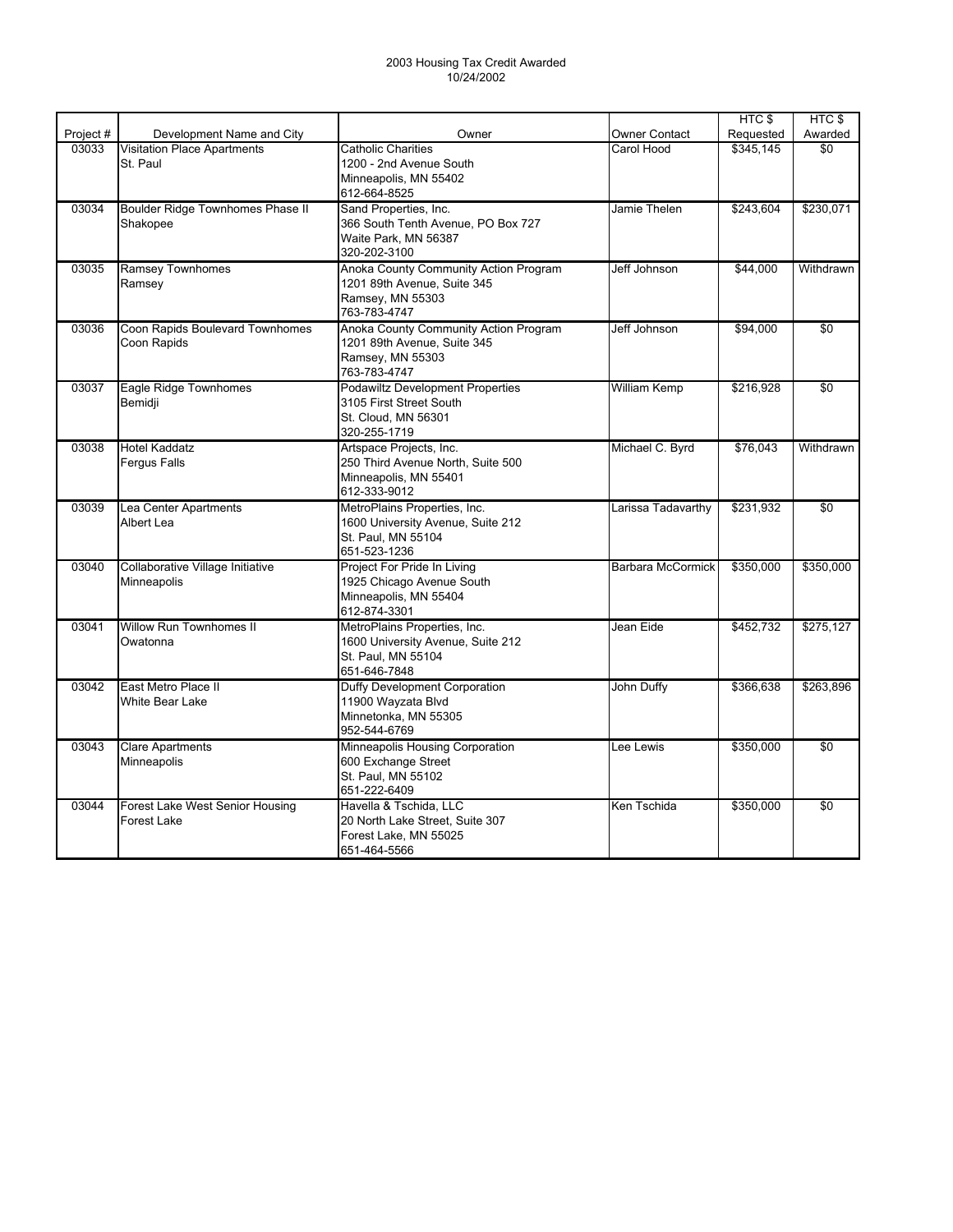2003 Housing Tax Credit Awarded
10/24/2002

| Project # | Development Name and City | Owner | Owner Contact | HTC $ Requested | HTC $ Awarded |
|---|---|---|---|---|---|
| 03033 | Visitation Place Apartments<br>St. Paul | Catholic Charities<br>1200 - 2nd Avenue South<br>Minneapolis, MN 55402<br>612-664-8525 | Carol Hood | $345,145 | $0 |
| 03034 | Boulder Ridge Townhomes Phase II<br>Shakopee | Sand Properties, Inc.<br>366 South Tenth Avenue, PO Box 727<br>Waite Park, MN 56387<br>320-202-3100 | Jamie Thelen | $243,604 | $230,071 |
| 03035 | Ramsey Townhomes<br>Ramsey | Anoka County Community Action Program<br>1201 89th Avenue, Suite 345<br>Ramsey, MN 55303<br>763-783-4747 | Jeff Johnson | $44,000 | Withdrawn |
| 03036 | Coon Rapids Boulevard Townhomes<br>Coon Rapids | Anoka County Community Action Program<br>1201 89th Avenue, Suite 345<br>Ramsey, MN 55303<br>763-783-4747 | Jeff Johnson | $94,000 | $0 |
| 03037 | Eagle Ridge Townhomes<br>Bemidji | Podawiltz Development Properties<br>3105 First Street South<br>St. Cloud, MN 56301<br>320-255-1719 | William Kemp | $216,928 | $0 |
| 03038 | Hotel Kaddatz<br>Fergus Falls | Artspace Projects, Inc.<br>250 Third Avenue North, Suite 500<br>Minneapolis, MN 55401<br>612-333-9012 | Michael C. Byrd | $76,043 | Withdrawn |
| 03039 | Lea Center Apartments<br>Albert Lea | MetroPlains Properties, Inc.<br>1600 University Avenue, Suite 212<br>St. Paul, MN 55104<br>651-523-1236 | Larissa Tadavarthy | $231,932 | $0 |
| 03040 | Collaborative Village Initiative<br>Minneapolis | Project For Pride In Living<br>1925 Chicago Avenue South<br>Minneapolis, MN 55404<br>612-874-3301 | Barbara McCormick | $350,000 | $350,000 |
| 03041 | Willow Run Townhomes II<br>Owatonna | MetroPlains Properties, Inc.<br>1600 University Avenue, Suite 212<br>St. Paul, MN 55104<br>651-646-7848 | Jean Eide | $452,732 | $275,127 |
| 03042 | East Metro Place II<br>White Bear Lake | Duffy Development Corporation<br>11900 Wayzata Blvd<br>Minnetonka, MN 55305<br>952-544-6769 | John Duffy | $366,638 | $263,896 |
| 03043 | Clare Apartments<br>Minneapolis | Minneapolis Housing Corporation<br>600 Exchange Street<br>St. Paul, MN 55102<br>651-222-6409 | Lee Lewis | $350,000 | $0 |
| 03044 | Forest Lake West Senior Housing<br>Forest Lake | Havella & Tschida, LLC<br>20 North Lake Street, Suite 307<br>Forest Lake, MN 55025<br>651-464-5566 | Ken Tschida | $350,000 | $0 |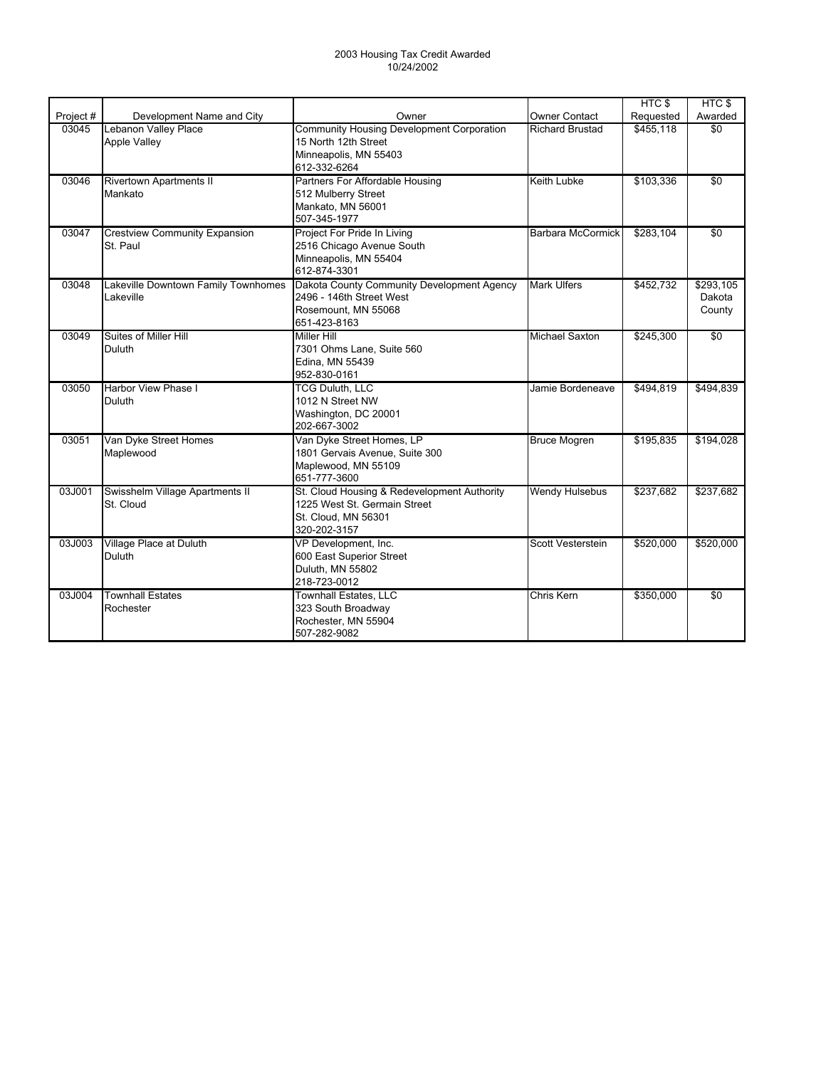2003 Housing Tax Credit Awarded
10/24/2002

| Project # | Development Name and City | Owner | Owner Contact | HTC $ Requested | HTC $ Awarded |
|---|---|---|---|---|---|
| 03045 | Lebanon Valley Place<br>Apple Valley | Community Housing Development Corporation<br>15 North 12th Street<br>Minneapolis, MN 55403<br>612-332-6264 | Richard Brustad | $455,118 | $0 |
| 03046 | Rivertown Apartments II<br>Mankato | Partners For Affordable Housing<br>512 Mulberry Street<br>Mankato, MN 56001<br>507-345-1977 | Keith Lubke | $103,336 | $0 |
| 03047 | Crestview Community Expansion<br>St. Paul | Project For Pride In Living<br>2516 Chicago Avenue South<br>Minneapolis, MN 55404<br>612-874-3301 | Barbara McCormick | $283,104 | $0 |
| 03048 | Lakeville Downtown Family Townhomes<br>Lakeville | Dakota County Community Development Agency<br>2496 - 146th Street West<br>Rosemount, MN 55068<br>651-423-8163 | Mark Ulfers | $452,732 | $293,105<br>Dakota<br>County |
| 03049 | Suites of Miller Hill<br>Duluth | Miller Hill<br>7301 Ohms Lane, Suite 560<br>Edina, MN 55439<br>952-830-0161 | Michael Saxton | $245,300 | $0 |
| 03050 | Harbor View Phase I<br>Duluth | TCG Duluth, LLC<br>1012 N Street NW<br>Washington, DC 20001<br>202-667-3002 | Jamie Bordeneave | $494,819 | $494,839 |
| 03051 | Van Dyke Street Homes<br>Maplewood | Van Dyke Street Homes, LP<br>1801 Gervais Avenue, Suite 300<br>Maplewood, MN 55109<br>651-777-3600 | Bruce Mogren | $195,835 | $194,028 |
| 03J001 | Swisshelm Village Apartments II<br>St. Cloud | St. Cloud Housing & Redevelopment Authority<br>1225 West St. Germain Street<br>St. Cloud, MN 56301<br>320-202-3157 | Wendy Hulsebus | $237,682 | $237,682 |
| 03J003 | Village Place at Duluth<br>Duluth | VP Development, Inc.<br>600 East Superior Street<br>Duluth, MN 55802<br>218-723-0012 | Scott Vesterstein | $520,000 | $520,000 |
| 03J004 | Townhall Estates<br>Rochester | Townhall Estates, LLC<br>323 South Broadway<br>Rochester, MN 55904<br>507-282-9082 | Chris Kern | $350,000 | $0 |